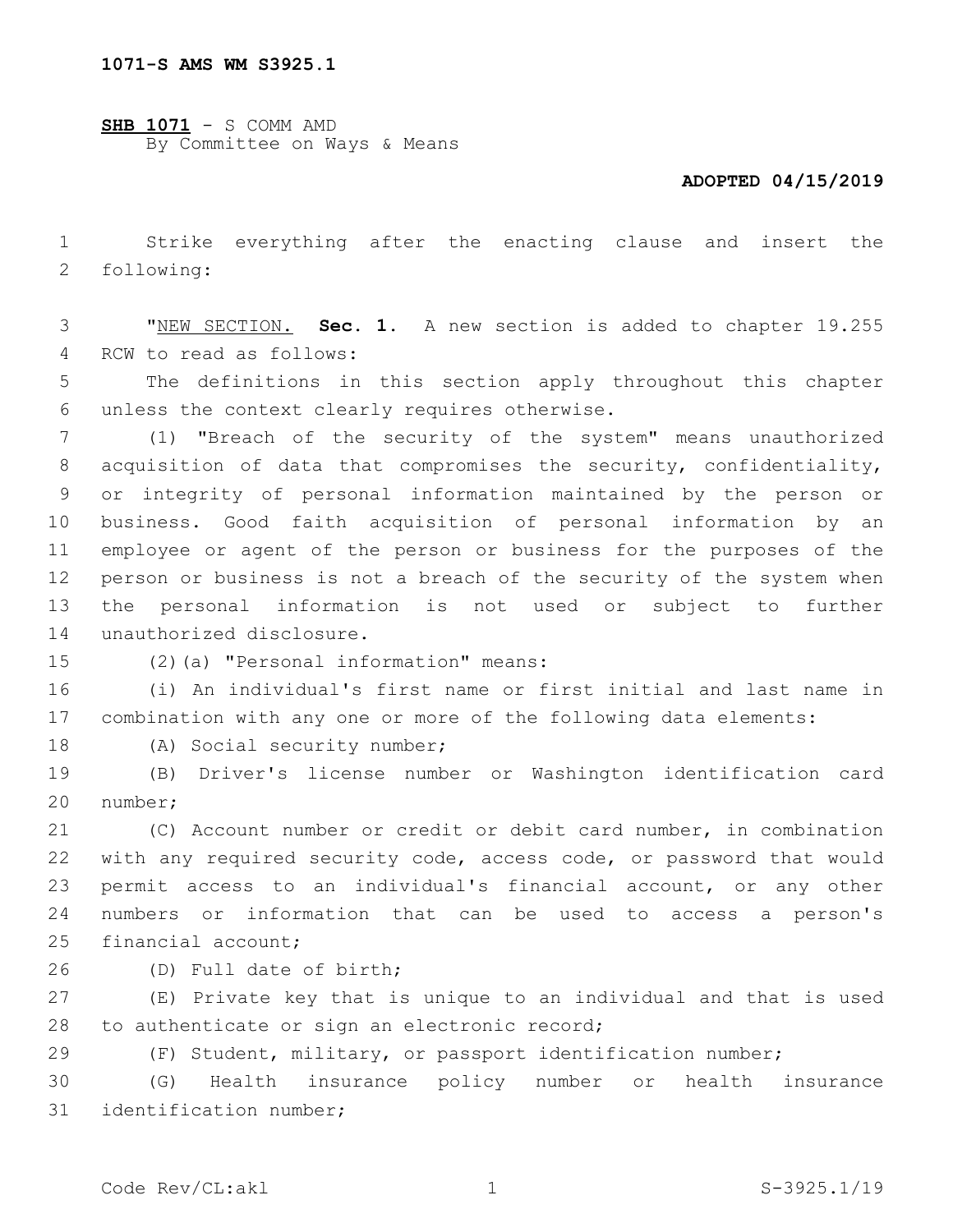1071-S AMS WM S3925.1

**SHB 1071** - S COMM AMD
By Committee on Ways & Means

**ADOPTED 04/15/2019**

Strike everything after the enacting clause and insert the following:

"NEW SECTION. **Sec. 1.** A new section is added to chapter 19.255 RCW to read as follows:

The definitions in this section apply throughout this chapter unless the context clearly requires otherwise.

(1) "Breach of the security of the system" means unauthorized acquisition of data that compromises the security, confidentiality, or integrity of personal information maintained by the person or business. Good faith acquisition of personal information by an employee or agent of the person or business for the purposes of the person or business is not a breach of the security of the system when the personal information is not used or subject to further unauthorized disclosure.

(2)(a) "Personal information" means:

(i) An individual's first name or first initial and last name in combination with any one or more of the following data elements:

(A) Social security number;

(B) Driver's license number or Washington identification card number;

(C) Account number or credit or debit card number, in combination with any required security code, access code, or password that would permit access to an individual's financial account, or any other numbers or information that can be used to access a person's financial account;

(D) Full date of birth;

(E) Private key that is unique to an individual and that is used to authenticate or sign an electronic record;

(F) Student, military, or passport identification number;

(G) Health insurance policy number or health insurance identification number;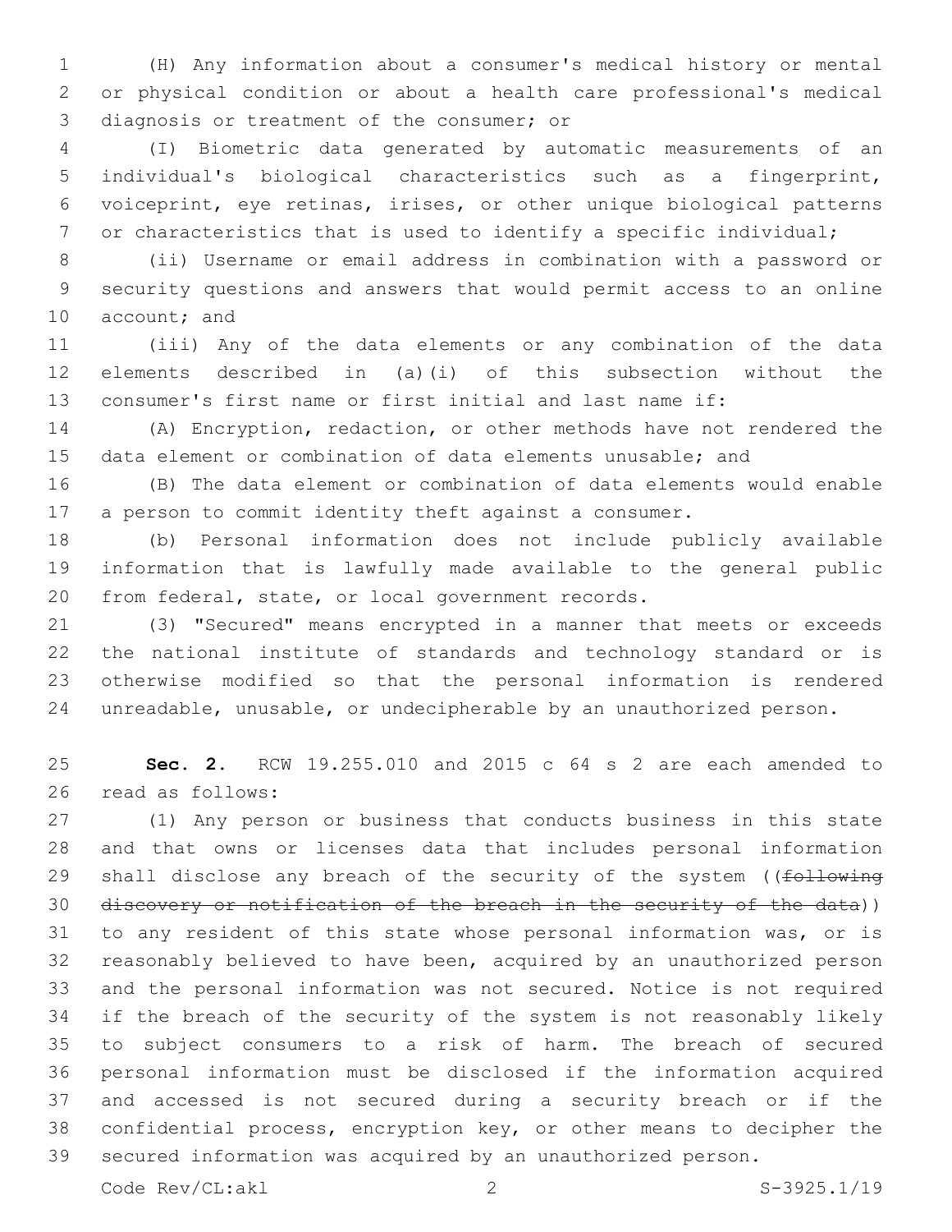(H) Any information about a consumer's medical history or mental or physical condition or about a health care professional's medical diagnosis or treatment of the consumer; or

(I) Biometric data generated by automatic measurements of an individual's biological characteristics such as a fingerprint, voiceprint, eye retinas, irises, or other unique biological patterns or characteristics that is used to identify a specific individual;

(ii) Username or email address in combination with a password or security questions and answers that would permit access to an online account; and

(iii) Any of the data elements or any combination of the data elements described in (a)(i) of this subsection without the consumer's first name or first initial and last name if:

(A) Encryption, redaction, or other methods have not rendered the data element or combination of data elements unusable; and

(B) The data element or combination of data elements would enable a person to commit identity theft against a consumer.

(b) Personal information does not include publicly available information that is lawfully made available to the general public from federal, state, or local government records.

(3) "Secured" means encrypted in a manner that meets or exceeds the national institute of standards and technology standard or is otherwise modified so that the personal information is rendered unreadable, unusable, or undecipherable by an unauthorized person.

**Sec. 2.** RCW 19.255.010 and 2015 c 64 s 2 are each amended to read as follows:

(1) Any person or business that conducts business in this state and that owns or licenses data that includes personal information shall disclose any breach of the security of the system ((~~following discovery or notification of the breach in the security of the data~~)) to any resident of this state whose personal information was, or is reasonably believed to have been, acquired by an unauthorized person and the personal information was not secured. Notice is not required if the breach of the security of the system is not reasonably likely to subject consumers to a risk of harm. The breach of secured personal information must be disclosed if the information acquired and accessed is not secured during a security breach or if the confidential process, encryption key, or other means to decipher the secured information was acquired by an unauthorized person.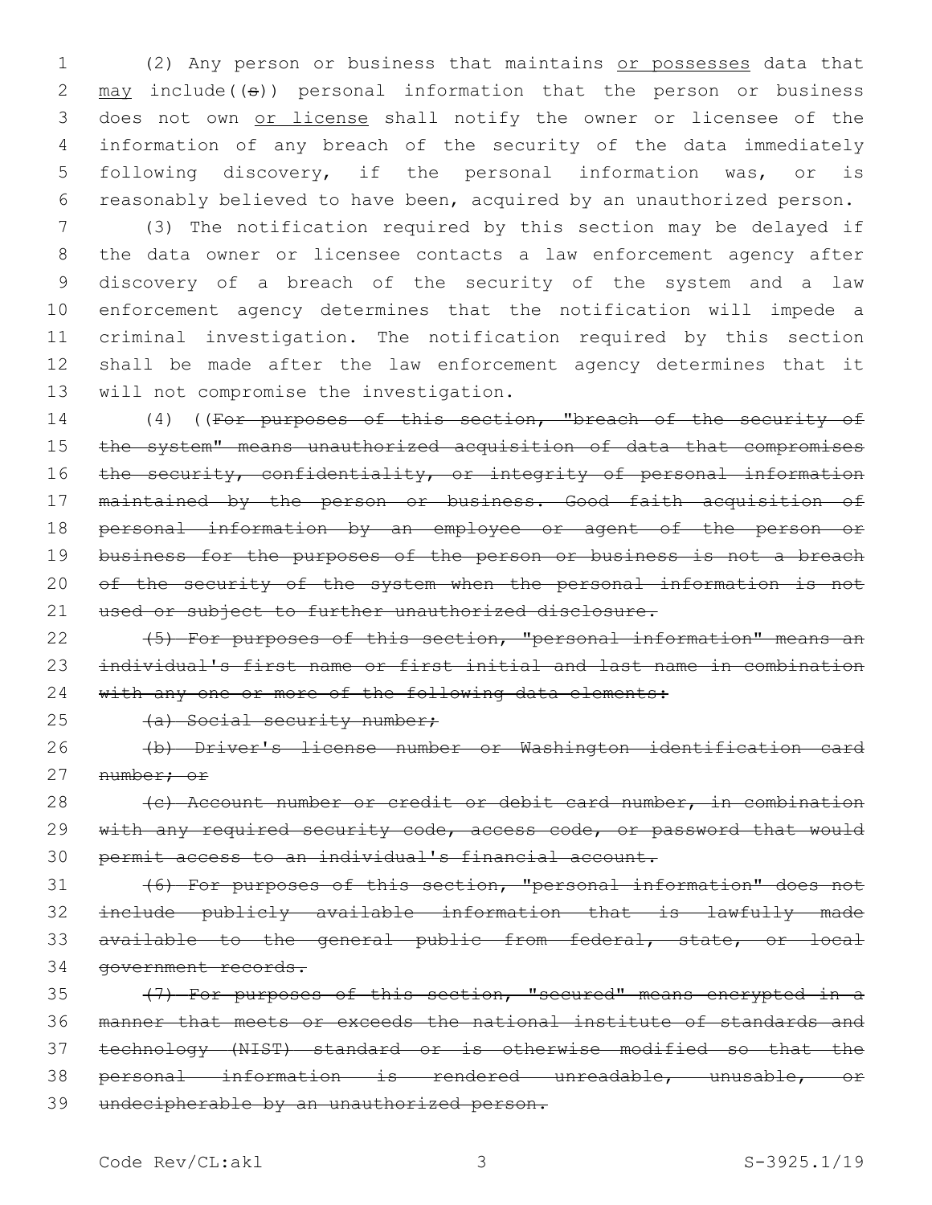(2) Any person or business that maintains <u>or possesses</u> data that <u>may</u> include((~~s~~)) personal information that the person or business does not own <u>or license</u> shall notify the owner or licensee of the information of any breach of the security of the data immediately following discovery, if the personal information was, or is reasonably believed to have been, acquired by an unauthorized person.

(3) The notification required by this section may be delayed if the data owner or licensee contacts a law enforcement agency after discovery of a breach of the security of the system and a law enforcement agency determines that the notification will impede a criminal investigation. The notification required by this section shall be made after the law enforcement agency determines that it will not compromise the investigation.

(4) ((~~For purposes of this section, "breach of the security of the system" means unauthorized acquisition of data that compromises the security, confidentiality, or integrity of personal information maintained by the person or business. Good faith acquisition of personal information by an employee or agent of the person or business for the purposes of the person or business is not a breach of the security of the system when the personal information is not used or subject to further unauthorized disclosure.~~

~~(5) For purposes of this section, "personal information" means an individual's first name or first initial and last name in combination with any one or more of the following data elements:~~

~~(a) Social security number;~~

~~(b) Driver's license number or Washington identification card number; or~~

~~(c) Account number or credit or debit card number, in combination with any required security code, access code, or password that would permit access to an individual's financial account.~~

~~(6) For purposes of this section, "personal information" does not include publicly available information that is lawfully made available to the general public from federal, state, or local government records.~~

~~(7) For purposes of this section, "secured" means encrypted in a manner that meets or exceeds the national institute of standards and technology (NIST) standard or is otherwise modified so that the personal information is rendered unreadable, unusable, or undecipherable by an unauthorized person.~~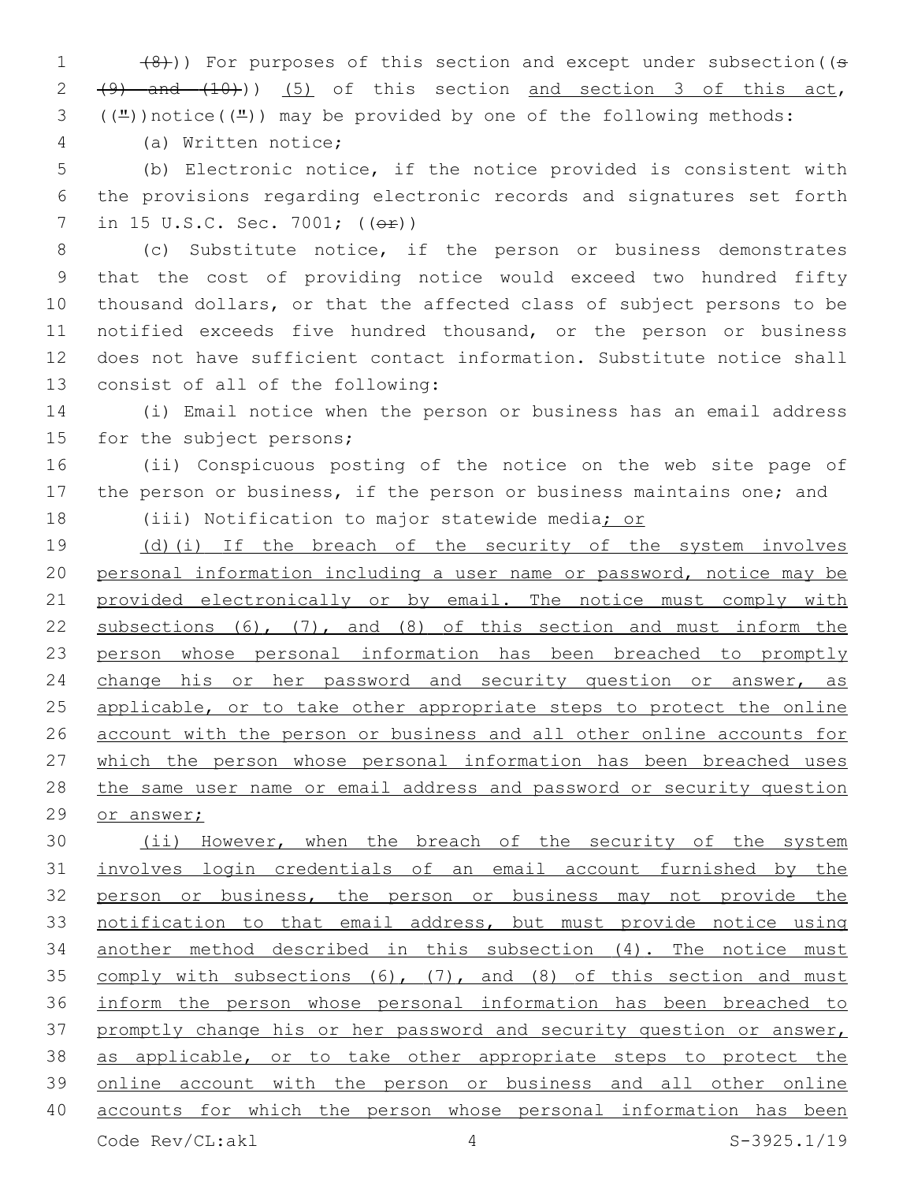(((8))) For purposes of this section and except under subsection((s (9) and (10))) (5) of this section and section 3 of this act, ((")) notice((")) may be provided by one of the following methods:

(a) Written notice;

(b) Electronic notice, if the notice provided is consistent with the provisions regarding electronic records and signatures set forth in 15 U.S.C. Sec. 7001; ((or))

(c) Substitute notice, if the person or business demonstrates that the cost of providing notice would exceed two hundred fifty thousand dollars, or that the affected class of subject persons to be notified exceeds five hundred thousand, or the person or business does not have sufficient contact information. Substitute notice shall consist of all of the following:

(i) Email notice when the person or business has an email address for the subject persons;

(ii) Conspicuous posting of the notice on the web site page of the person or business, if the person or business maintains one; and

(iii) Notification to major statewide media; or

(d)(i) If the breach of the security of the system involves personal information including a user name or password, notice may be provided electronically or by email. The notice must comply with subsections (6), (7), and (8) of this section and must inform the person whose personal information has been breached to promptly change his or her password and security question or answer, as applicable, or to take other appropriate steps to protect the online account with the person or business and all other online accounts for which the person whose personal information has been breached uses the same user name or email address and password or security question or answer;

(ii) However, when the breach of the security of the system involves login credentials of an email account furnished by the person or business, the person or business may not provide the notification to that email address, but must provide notice using another method described in this subsection (4). The notice must comply with subsections (6), (7), and (8) of this section and must inform the person whose personal information has been breached to promptly change his or her password and security question or answer, as applicable, or to take other appropriate steps to protect the online account with the person or business and all other online accounts for which the person whose personal information has been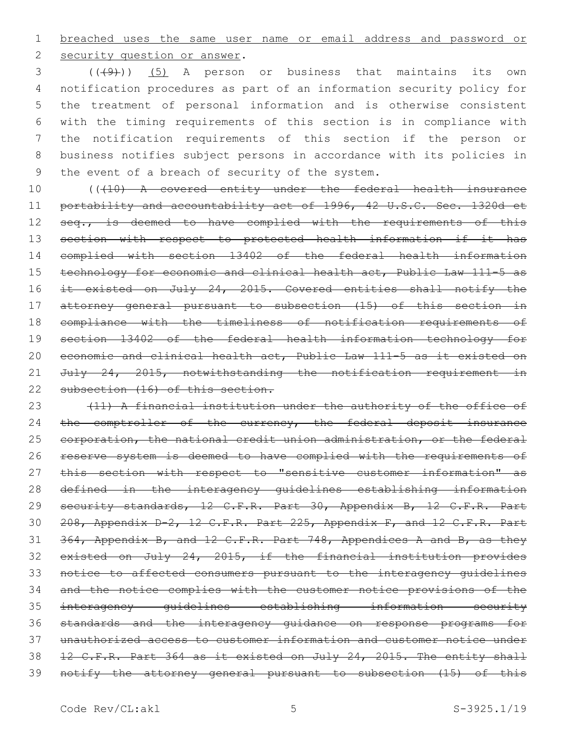breached uses the same user name or email address and password or security question or answer.

((~~(9)~~)) (5) A person or business that maintains its own notification procedures as part of an information security policy for the treatment of personal information and is otherwise consistent with the timing requirements of this section is in compliance with the notification requirements of this section if the person or business notifies subject persons in accordance with its policies in the event of a breach of security of the system.

((~~(10) A covered entity under the federal health insurance portability and accountability act of 1996, 42 U.S.C. Sec. 1320d et seq., is deemed to have complied with the requirements of this section with respect to protected health information if it has complied with section 13402 of the federal health information technology for economic and clinical health act, Public Law 111-5 as it existed on July 24, 2015. Covered entities shall notify the attorney general pursuant to subsection (15) of this section in compliance with the timeliness of notification requirements of section 13402 of the federal health information technology for economic and clinical health act, Public Law 111-5 as it existed on July 24, 2015, notwithstanding the notification requirement in subsection (16) of this section.~~

~~(11) A financial institution under the authority of the office of the comptroller of the currency, the federal deposit insurance corporation, the national credit union administration, or the federal reserve system is deemed to have complied with the requirements of this section with respect to "sensitive customer information" as defined in the interagency guidelines establishing information security standards, 12 C.F.R. Part 30, Appendix B, 12 C.F.R. Part 208, Appendix D-2, 12 C.F.R. Part 225, Appendix F, and 12 C.F.R. Part 364, Appendix B, and 12 C.F.R. Part 748, Appendices A and B, as they existed on July 24, 2015, if the financial institution provides notice to affected consumers pursuant to the interagency guidelines and the notice complies with the customer notice provisions of the interagency guidelines establishing information security standards and the interagency guidance on response programs for unauthorized access to customer information and customer notice under 12 C.F.R. Part 364 as it existed on July 24, 2015. The entity shall notify the attorney general pursuant to subsection (15) of this~~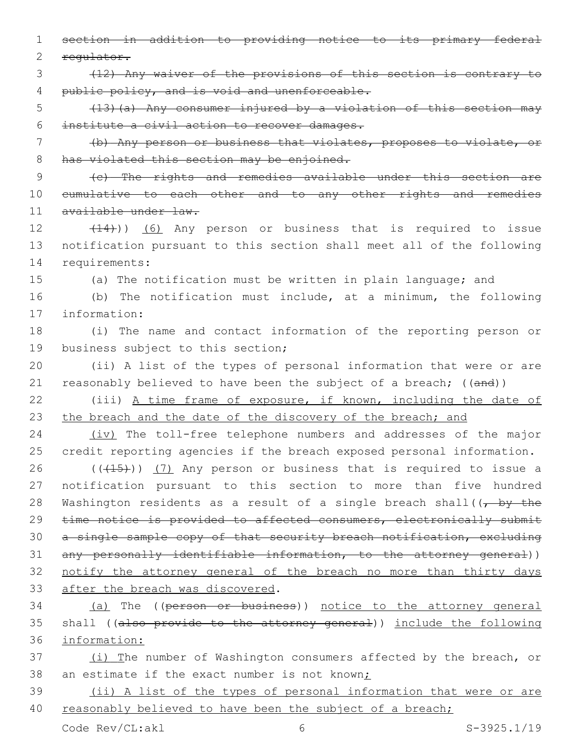~~section in addition to providing notice to its primary federal regulator.~~

~~(12) Any waiver of the provisions of this section is contrary to public policy, and is void and unenforceable.~~

~~(13)(a) Any consumer injured by a violation of this section may institute a civil action to recover damages.~~

~~(b) Any person or business that violates, proposes to violate, or has violated this section may be enjoined.~~

~~(c) The rights and remedies available under this section are cumulative to each other and to any other rights and remedies available under law.~~

~~(14)~~)) <u>(6)</u> Any person or business that is required to issue notification pursuant to this section shall meet all of the following requirements:

(a) The notification must be written in plain language; and

(b) The notification must include, at a minimum, the following information:

(i) The name and contact information of the reporting person or business subject to this section;

(ii) A list of the types of personal information that were or are reasonably believed to have been the subject of a breach; ((~~and~~))

(iii) <u>A time frame of exposure, if known, including the date of the breach and the date of the discovery of the breach; and</u>

<u>(iv)</u> The toll-free telephone numbers and addresses of the major credit reporting agencies if the breach exposed personal information.

((~~(15)~~)) <u>(7)</u> Any person or business that is required to issue a notification pursuant to this section to more than five hundred Washington residents as a result of a single breach shall((~~, by the time notice is provided to affected consumers, electronically submit a single sample copy of that security breach notification, excluding any personally identifiable information, to the attorney general~~)) <u>notify the attorney general of the breach no more than thirty days after the breach was discovered</u>.

<u>(a)</u> The ((~~person or business~~)) <u>notice to the attorney general</u> shall ((~~also provide to the attorney general~~)) <u>include the following information:</u>

<u>(i) T</u>he number of Washington consumers affected by the breach, or an estimate if the exact number is not known<u>;</u>

<u>(ii) A list of the types of personal information that were or are reasonably believed to have been the subject of a breach;</u>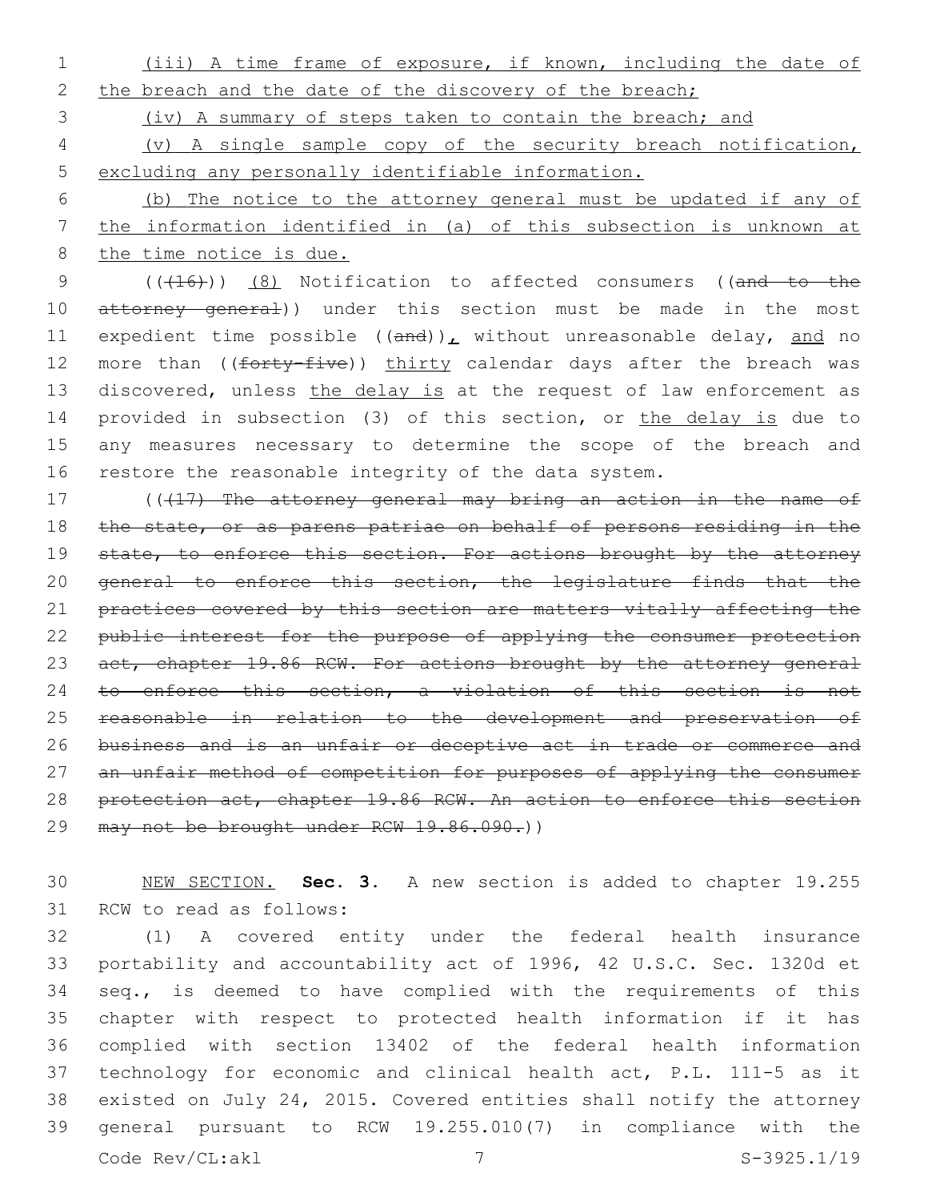(iii) A time frame of exposure, if known, including the date of the breach and the date of the discovery of the breach;

(iv) A summary of steps taken to contain the breach; and

(v) A single sample copy of the security breach notification, excluding any personally identifiable information.

(b) The notice to the attorney general must be updated if any of the information identified in (a) of this subsection is unknown at the time notice is due.

~~((16))~~ (8) Notification to affected consumers ~~((and to the attorney general))~~ under this section must be made in the most expedient time possible ~~((and))~~, without unreasonable delay, and no more than ~~((forty-five))~~ thirty calendar days after the breach was discovered, unless the delay is at the request of law enforcement as provided in subsection (3) of this section, or the delay is due to any measures necessary to determine the scope of the breach and restore the reasonable integrity of the data system.

~~((17) The attorney general may bring an action in the name of the state, or as parens patriae on behalf of persons residing in the state, to enforce this section. For actions brought by the attorney general to enforce this section, the legislature finds that the practices covered by this section are matters vitally affecting the public interest for the purpose of applying the consumer protection act, chapter 19.86 RCW. For actions brought by the attorney general to enforce this section, a violation of this section is not reasonable in relation to the development and preservation of business and is an unfair or deceptive act in trade or commerce and an unfair method of competition for purposes of applying the consumer protection act, chapter 19.86 RCW. An action to enforce this section may not be brought under RCW 19.86.090.))~~

NEW SECTION. **Sec. 3.** A new section is added to chapter 19.255 RCW to read as follows:

(1) A covered entity under the federal health insurance portability and accountability act of 1996, 42 U.S.C. Sec. 1320d et seq., is deemed to have complied with the requirements of this chapter with respect to protected health information if it has complied with section 13402 of the federal health information technology for economic and clinical health act, P.L. 111-5 as it existed on July 24, 2015. Covered entities shall notify the attorney general pursuant to RCW 19.255.010(7) in compliance with the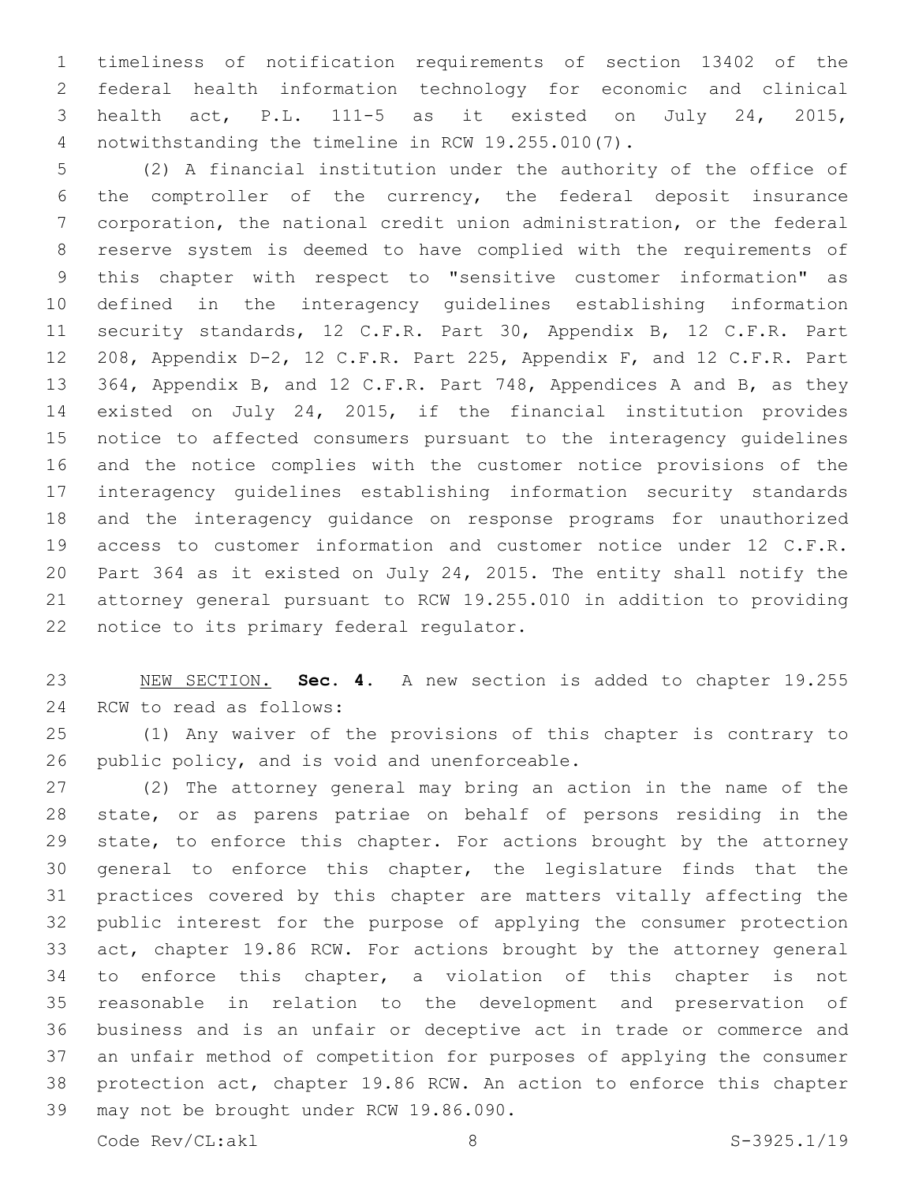timeliness of notification requirements of section 13402 of the federal health information technology for economic and clinical health act, P.L. 111-5 as it existed on July 24, 2015, notwithstanding the timeline in RCW 19.255.010(7).

(2) A financial institution under the authority of the office of the comptroller of the currency, the federal deposit insurance corporation, the national credit union administration, or the federal reserve system is deemed to have complied with the requirements of this chapter with respect to "sensitive customer information" as defined in the interagency guidelines establishing information security standards, 12 C.F.R. Part 30, Appendix B, 12 C.F.R. Part 208, Appendix D-2, 12 C.F.R. Part 225, Appendix F, and 12 C.F.R. Part 364, Appendix B, and 12 C.F.R. Part 748, Appendices A and B, as they existed on July 24, 2015, if the financial institution provides notice to affected consumers pursuant to the interagency guidelines and the notice complies with the customer notice provisions of the interagency guidelines establishing information security standards and the interagency guidance on response programs for unauthorized access to customer information and customer notice under 12 C.F.R. Part 364 as it existed on July 24, 2015. The entity shall notify the attorney general pursuant to RCW 19.255.010 in addition to providing notice to its primary federal regulator.

NEW SECTION. **Sec. 4.** A new section is added to chapter 19.255 RCW to read as follows:

(1) Any waiver of the provisions of this chapter is contrary to public policy, and is void and unenforceable.

(2) The attorney general may bring an action in the name of the state, or as parens patriae on behalf of persons residing in the state, to enforce this chapter. For actions brought by the attorney general to enforce this chapter, the legislature finds that the practices covered by this chapter are matters vitally affecting the public interest for the purpose of applying the consumer protection act, chapter 19.86 RCW. For actions brought by the attorney general to enforce this chapter, a violation of this chapter is not reasonable in relation to the development and preservation of business and is an unfair or deceptive act in trade or commerce and an unfair method of competition for purposes of applying the consumer protection act, chapter 19.86 RCW. An action to enforce this chapter may not be brought under RCW 19.86.090.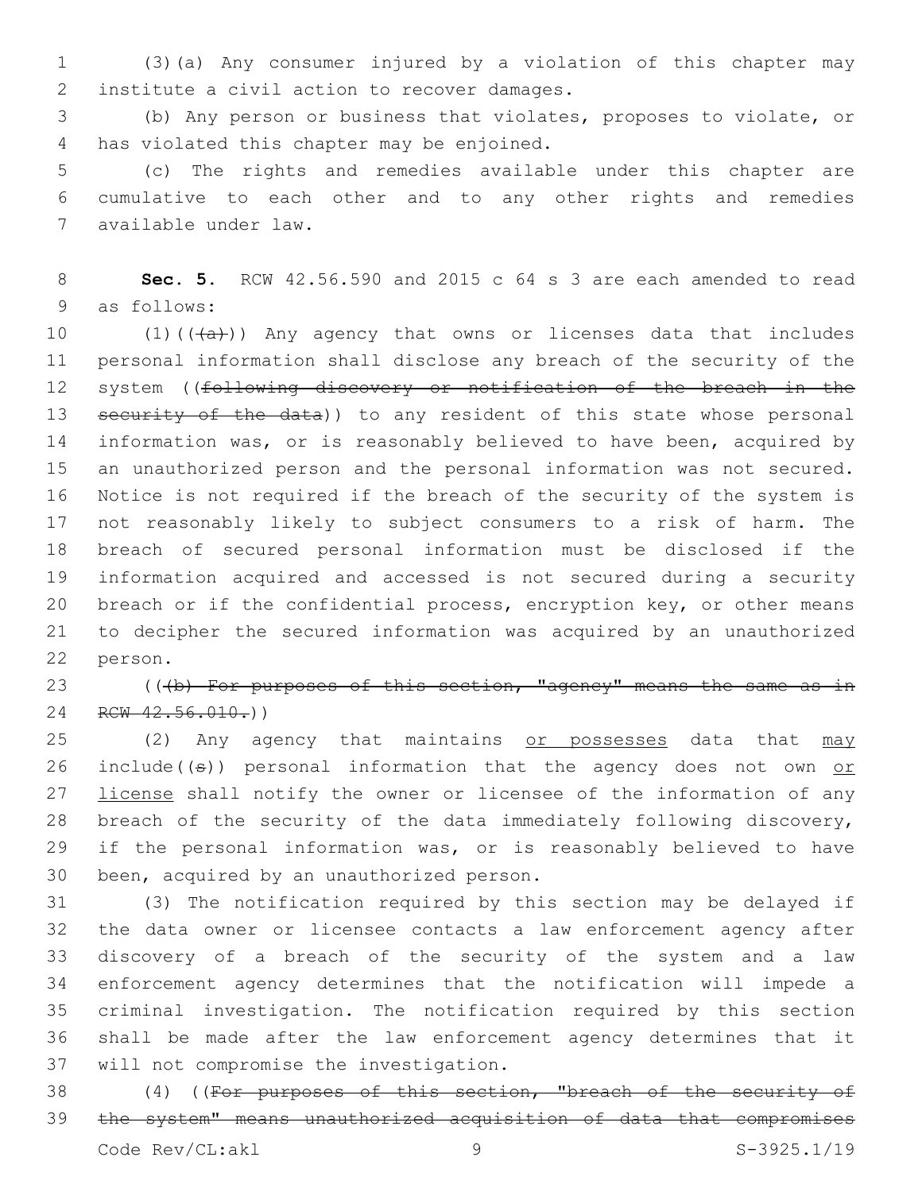(3)(a) Any consumer injured by a violation of this chapter may institute a civil action to recover damages.

(b) Any person or business that violates, proposes to violate, or has violated this chapter may be enjoined.

(c) The rights and remedies available under this chapter are cumulative to each other and to any other rights and remedies available under law.

**Sec. 5.** RCW 42.56.590 and 2015 c 64 s 3 are each amended to read as follows:

(1)~~((a))~~ Any agency that owns or licenses data that includes personal information shall disclose any breach of the security of the system ~~((following discovery or notification of the breach in the security of the data))~~ to any resident of this state whose personal information was, or is reasonably believed to have been, acquired by an unauthorized person and the personal information was not secured. Notice is not required if the breach of the security of the system is not reasonably likely to subject consumers to a risk of harm. The breach of secured personal information must be disclosed if the information acquired and accessed is not secured during a security breach or if the confidential process, encryption key, or other means to decipher the secured information was acquired by an unauthorized person.

~~((b) For purposes of this section, "agency" means the same as in RCW 42.56.010.))~~

(2) Any agency that maintains <u>or possesses</u> data that <u>may</u> include~~((s))~~ personal information that the agency does not own <u>or license</u> shall notify the owner or licensee of the information of any breach of the security of the data immediately following discovery, if the personal information was, or is reasonably believed to have been, acquired by an unauthorized person.

(3) The notification required by this section may be delayed if the data owner or licensee contacts a law enforcement agency after discovery of a breach of the security of the system and a law enforcement agency determines that the notification will impede a criminal investigation. The notification required by this section shall be made after the law enforcement agency determines that it will not compromise the investigation.

(4) ~~((For purposes of this section, "breach of the security of the system" means unauthorized acquisition of data that compromises~~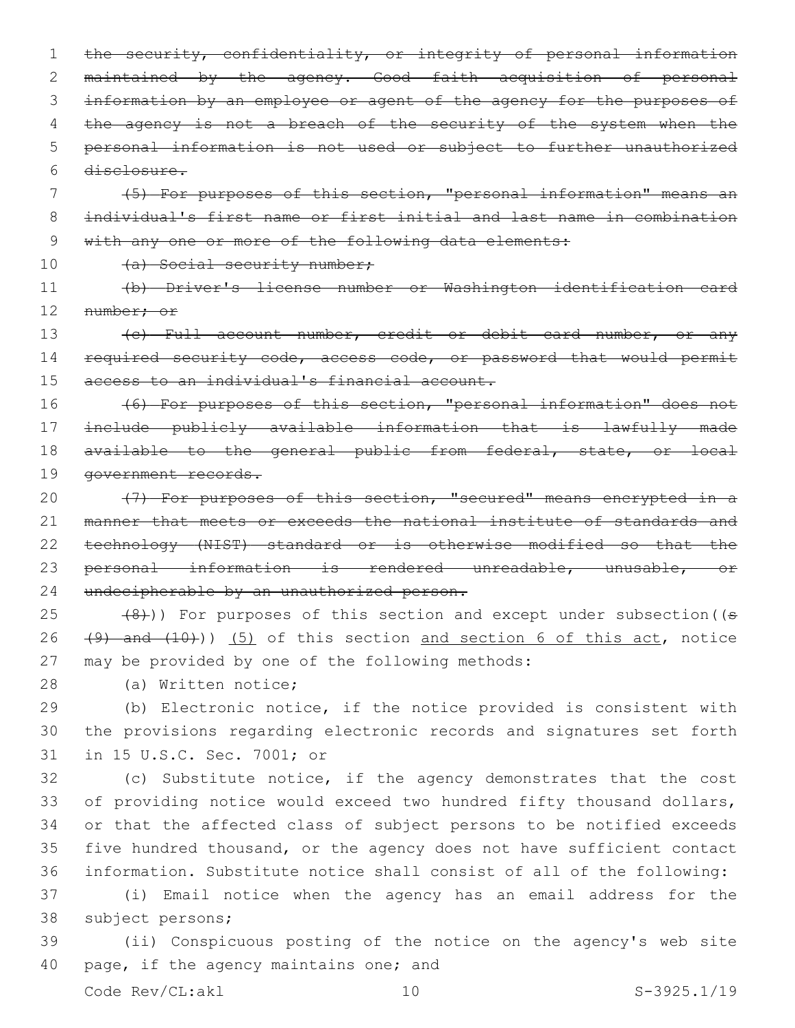~~the security, confidentiality, or integrity of personal information maintained by the agency. Good faith acquisition of personal information by an employee or agent of the agency for the purposes of the agency is not a breach of the security of the system when the personal information is not used or subject to further unauthorized disclosure.~~

~~(5) For purposes of this section, "personal information" means an individual's first name or first initial and last name in combination with any one or more of the following data elements:~~

~~(a) Social security number;~~

~~(b) Driver's license number or Washington identification card number; or~~

~~(c) Full account number, credit or debit card number, or any required security code, access code, or password that would permit access to an individual's financial account.~~

~~(6) For purposes of this section, "personal information" does not include publicly available information that is lawfully made available to the general public from federal, state, or local government records.~~

~~(7) For purposes of this section, "secured" means encrypted in a manner that meets or exceeds the national institute of standards and technology (NIST) standard or is otherwise modified so that the personal information is rendered unreadable, unusable, or undecipherable by an unauthorized person.~~

~~(8)~~)) For purposes of this section and except under subsection((~~s (9) and (10)~~)) <u>(5)</u> of this section <u>and section 6 of this act</u>, notice may be provided by one of the following methods:

(a) Written notice;

(b) Electronic notice, if the notice provided is consistent with the provisions regarding electronic records and signatures set forth in 15 U.S.C. Sec. 7001; or

(c) Substitute notice, if the agency demonstrates that the cost of providing notice would exceed two hundred fifty thousand dollars, or that the affected class of subject persons to be notified exceeds five hundred thousand, or the agency does not have sufficient contact information. Substitute notice shall consist of all of the following:

(i) Email notice when the agency has an email address for the subject persons;

(ii) Conspicuous posting of the notice on the agency's web site page, if the agency maintains one; and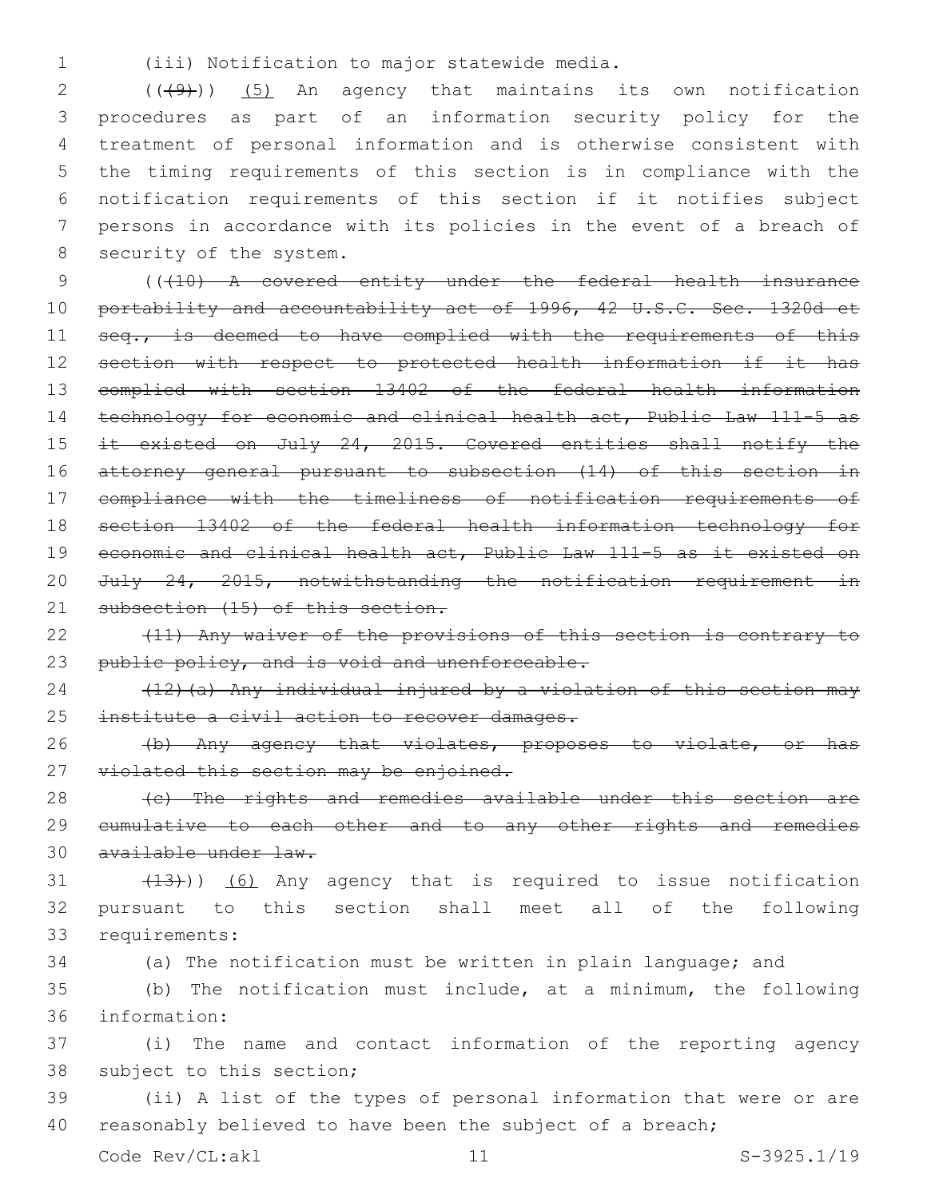(iii) Notification to major statewide media.

((~~(9)~~)) (5) An agency that maintains its own notification procedures as part of an information security policy for the treatment of personal information and is otherwise consistent with the timing requirements of this section is in compliance with the notification requirements of this section if it notifies subject persons in accordance with its policies in the event of a breach of security of the system.

((~~(10) A covered entity under the federal health insurance portability and accountability act of 1996, 42 U.S.C. Sec. 1320d et seq., is deemed to have complied with the requirements of this section with respect to protected health information if it has complied with section 13402 of the federal health information technology for economic and clinical health act, Public Law 111-5 as it existed on July 24, 2015. Covered entities shall notify the attorney general pursuant to subsection (14) of this section in compliance with the timeliness of notification requirements of section 13402 of the federal health information technology for economic and clinical health act, Public Law 111-5 as it existed on July 24, 2015, notwithstanding the notification requirement in subsection (15) of this section.~~

~~(11) Any waiver of the provisions of this section is contrary to public policy, and is void and unenforceable.~~

~~(12)(a) Any individual injured by a violation of this section may institute a civil action to recover damages.~~

~~(b) Any agency that violates, proposes to violate, or has violated this section may be enjoined.~~

~~(c) The rights and remedies available under this section are cumulative to each other and to any other rights and remedies available under law.~~

~~(13)~~)) (6) Any agency that is required to issue notification pursuant to this section shall meet all of the following requirements:

(a) The notification must be written in plain language; and

(b) The notification must include, at a minimum, the following information:

(i) The name and contact information of the reporting agency subject to this section;

(ii) A list of the types of personal information that were or are reasonably believed to have been the subject of a breach;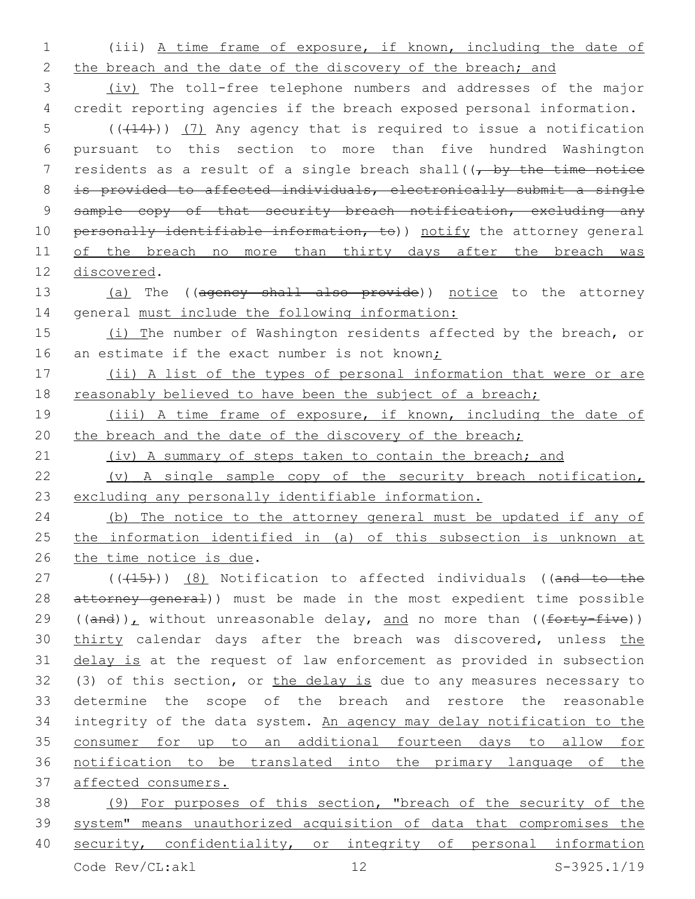(iii) A time frame of exposure, if known, including the date of the breach and the date of the discovery of the breach; and

(iv) The toll-free telephone numbers and addresses of the major credit reporting agencies if the breach exposed personal information.

(((14))) (7) Any agency that is required to issue a notification pursuant to this section to more than five hundred Washington residents as a result of a single breach shall((, by the time notice is provided to affected individuals, electronically submit a single sample copy of that security breach notification, excluding any personally identifiable information, to)) notify the attorney general of the breach no more than thirty days after the breach was discovered.

(a) The ((agency shall also provide)) notice to the attorney general must include the following information:

(i) The number of Washington residents affected by the breach, or an estimate if the exact number is not known;

(ii) A list of the types of personal information that were or are reasonably believed to have been the subject of a breach;

(iii) A time frame of exposure, if known, including the date of the breach and the date of the discovery of the breach;

(iv) A summary of steps taken to contain the breach; and

(v) A single sample copy of the security breach notification, excluding any personally identifiable information.

(b) The notice to the attorney general must be updated if any of the information identified in (a) of this subsection is unknown at the time notice is due.

(((15))) (8) Notification to affected individuals ((and to the attorney general)) must be made in the most expedient time possible ((and)), without unreasonable delay, and no more than ((forty-five)) thirty calendar days after the breach was discovered, unless the delay is at the request of law enforcement as provided in subsection (3) of this section, or the delay is due to any measures necessary to determine the scope of the breach and restore the reasonable integrity of the data system. An agency may delay notification to the consumer for up to an additional fourteen days to allow for notification to be translated into the primary language of the affected consumers.

(9) For purposes of this section, "breach of the security of the system" means unauthorized acquisition of data that compromises the security, confidentiality, or integrity of personal information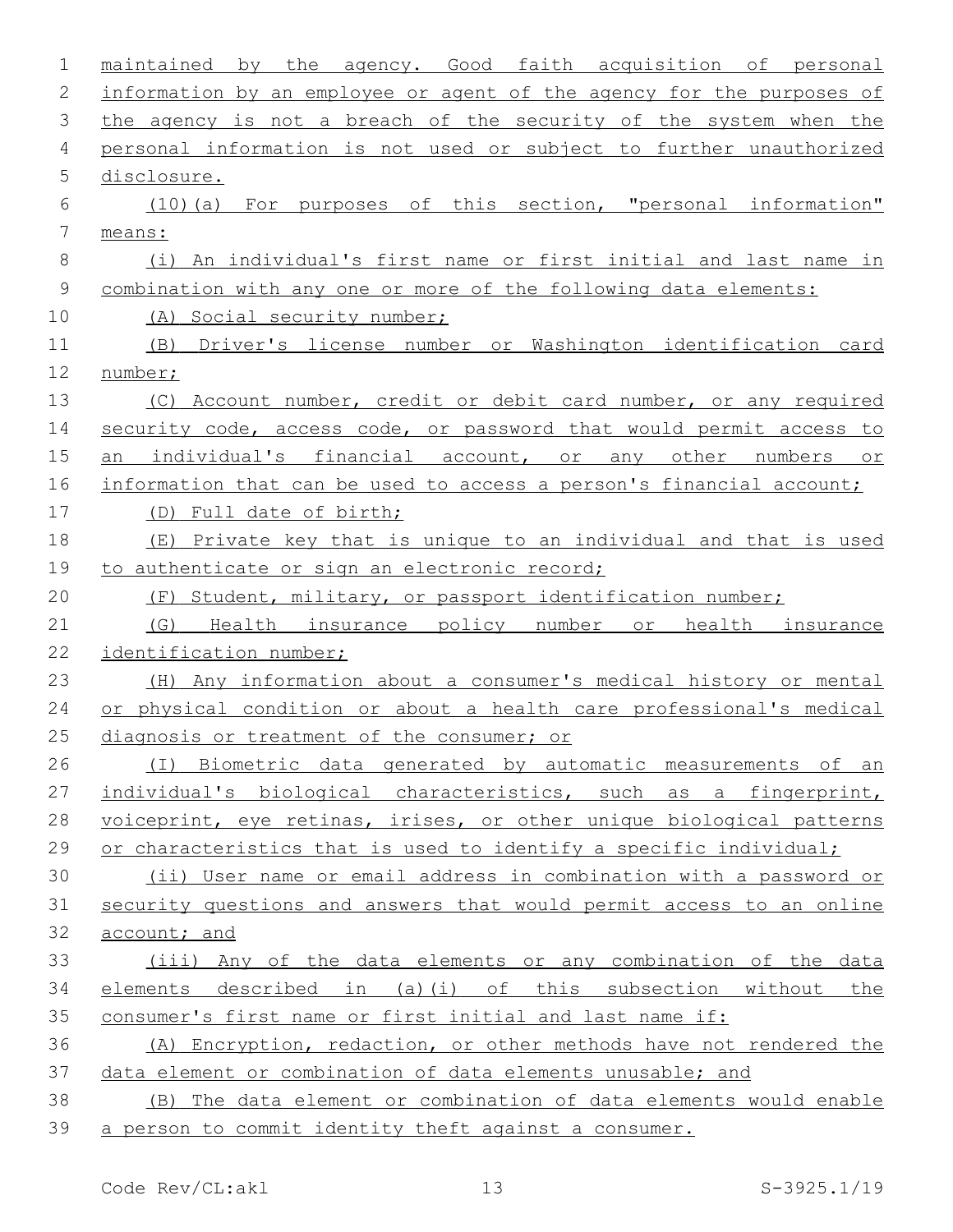maintained by the agency. Good faith acquisition of personal information by an employee or agent of the agency for the purposes of the agency is not a breach of the security of the system when the personal information is not used or subject to further unauthorized disclosure.

(10)(a) For purposes of this section, "personal information" means:

(i) An individual's first name or first initial and last name in combination with any one or more of the following data elements:

(A) Social security number;

(B) Driver's license number or Washington identification card number;

(C) Account number, credit or debit card number, or any required security code, access code, or password that would permit access to an individual's financial account, or any other numbers or information that can be used to access a person's financial account;

(D) Full date of birth;

(E) Private key that is unique to an individual and that is used to authenticate or sign an electronic record;

(F) Student, military, or passport identification number;

(G) Health insurance policy number or health insurance identification number;

(H) Any information about a consumer's medical history or mental or physical condition or about a health care professional's medical diagnosis or treatment of the consumer; or

(I) Biometric data generated by automatic measurements of an individual's biological characteristics, such as a fingerprint, voiceprint, eye retinas, irises, or other unique biological patterns or characteristics that is used to identify a specific individual;

(ii) User name or email address in combination with a password or security questions and answers that would permit access to an online account; and

(iii) Any of the data elements or any combination of the data elements described in (a)(i) of this subsection without the consumer's first name or first initial and last name if:

(A) Encryption, redaction, or other methods have not rendered the data element or combination of data elements unusable; and

(B) The data element or combination of data elements would enable a person to commit identity theft against a consumer.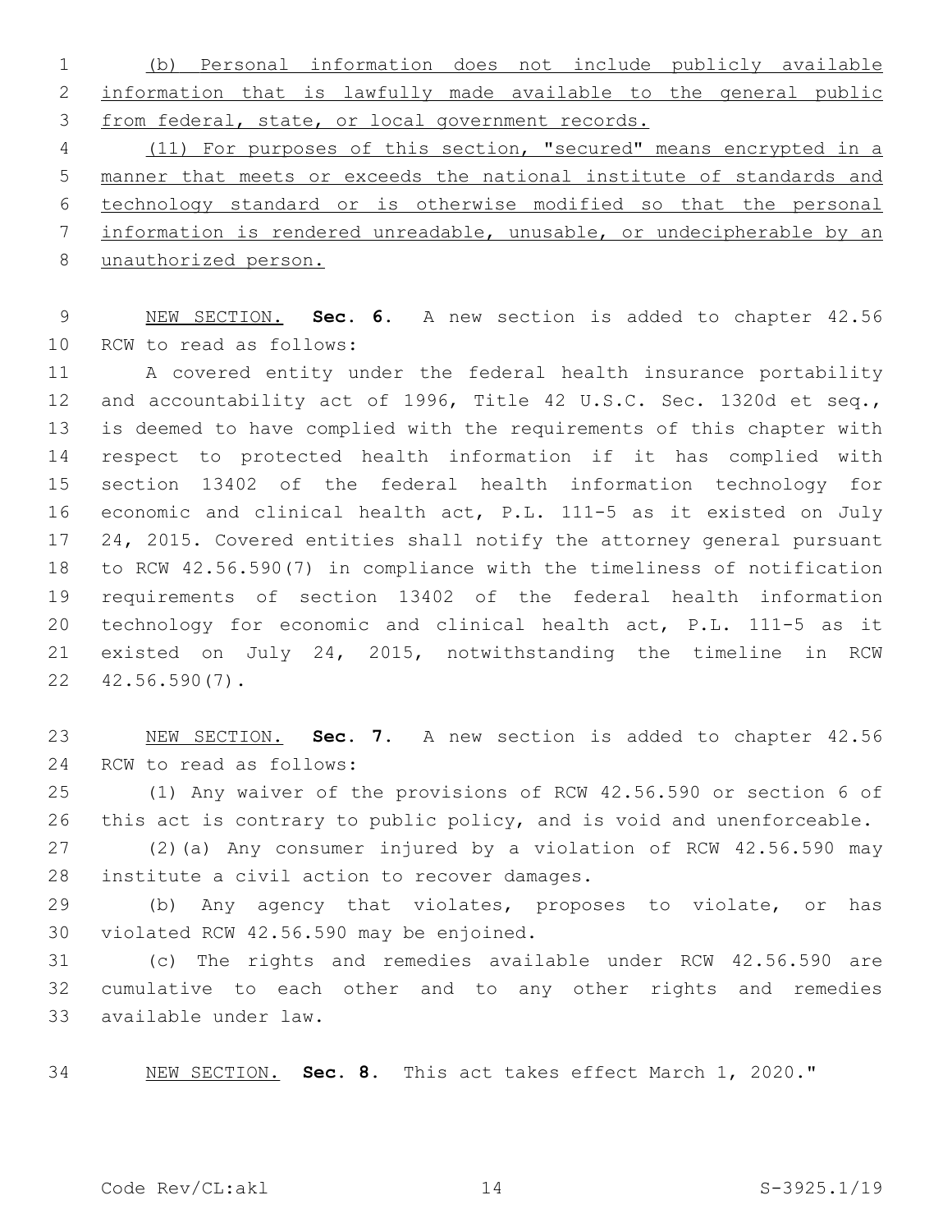(b) Personal information does not include publicly available information that is lawfully made available to the general public from federal, state, or local government records.

(11) For purposes of this section, "secured" means encrypted in a manner that meets or exceeds the national institute of standards and technology standard or is otherwise modified so that the personal information is rendered unreadable, unusable, or undecipherable by an unauthorized person.

NEW SECTION. **Sec. 6.** A new section is added to chapter 42.56 RCW to read as follows:

A covered entity under the federal health insurance portability and accountability act of 1996, Title 42 U.S.C. Sec. 1320d et seq., is deemed to have complied with the requirements of this chapter with respect to protected health information if it has complied with section 13402 of the federal health information technology for economic and clinical health act, P.L. 111-5 as it existed on July 24, 2015. Covered entities shall notify the attorney general pursuant to RCW 42.56.590(7) in compliance with the timeliness of notification requirements of section 13402 of the federal health information technology for economic and clinical health act, P.L. 111-5 as it existed on July 24, 2015, notwithstanding the timeline in RCW 42.56.590(7).

NEW SECTION. **Sec. 7.** A new section is added to chapter 42.56 RCW to read as follows:

(1) Any waiver of the provisions of RCW 42.56.590 or section 6 of this act is contrary to public policy, and is void and unenforceable.

(2)(a) Any consumer injured by a violation of RCW 42.56.590 may institute a civil action to recover damages.

(b) Any agency that violates, proposes to violate, or has violated RCW 42.56.590 may be enjoined.

(c) The rights and remedies available under RCW 42.56.590 are cumulative to each other and to any other rights and remedies available under law.

NEW SECTION. **Sec. 8.** This act takes effect March 1, 2020."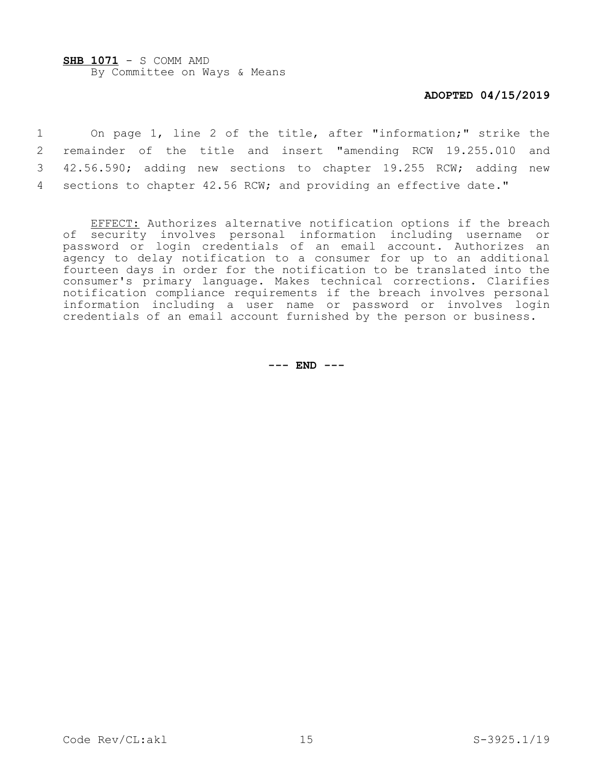**SHB 1071** - S COMM AMD
By Committee on Ways & Means

**ADOPTED 04/15/2019**

On page 1, line 2 of the title, after "information;" strike the remainder of the title and insert "amending RCW 19.255.010 and 42.56.590; adding new sections to chapter 19.255 RCW; adding new sections to chapter 42.56 RCW; and providing an effective date."

EFFECT: Authorizes alternative notification options if the breach of security involves personal information including username or password or login credentials of an email account. Authorizes an agency to delay notification to a consumer for up to an additional fourteen days in order for the notification to be translated into the consumer's primary language. Makes technical corrections. Clarifies notification compliance requirements if the breach involves personal information including a user name or password or involves login credentials of an email account furnished by the person or business.

**--- END ---**

Code Rev/CL:akl S-3925.1/19